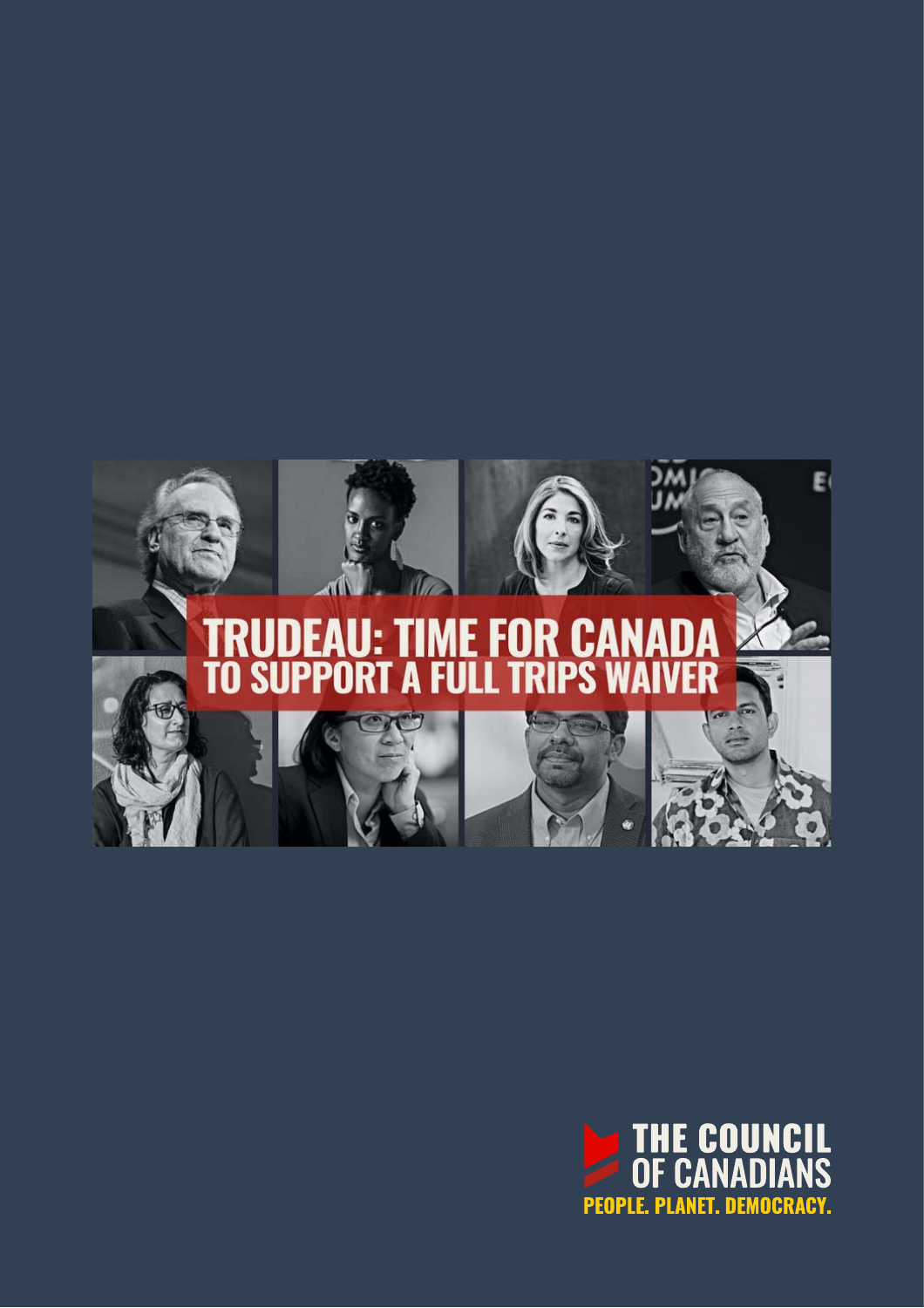# TRUDEAU: TIME FOR CANADA TO SUPPORT A FULL TRIPS WAIVER

THE COUNCIL OF CANADIANS

PEOPLE. PLANET. DEMOCRACY.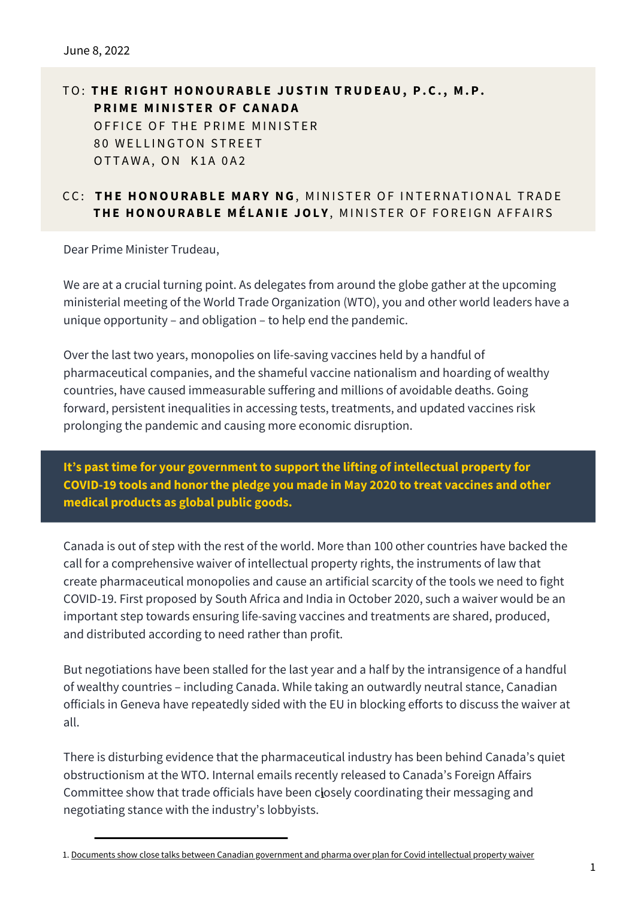June 8, 2022

TO: **THE RIGHT HONOURABLE JUSTIN TRUDEAU, P.C., M.P.**
**PRIME MINISTER OF CANADA**
OFFICE OF THE PRIME MINISTER
80 WELLINGTON STREET
OTTAWA, ON K1A 0A2

CC: **THE HONOURABLE MARY NG**, MINISTER OF INTERNATIONAL TRADE
**THE HONOURABLE MÉLANIE JOLY**, MINISTER OF FOREIGN AFFAIRS

Dear Prime Minister Trudeau,

We are at a crucial turning point. As delegates from around the globe gather at the upcoming ministerial meeting of the World Trade Organization (WTO), you and other world leaders have a unique opportunity – and obligation – to help end the pandemic.

Over the last two years, monopolies on life-saving vaccines held by a handful of pharmaceutical companies, and the shameful vaccine nationalism and hoarding of wealthy countries, have caused immeasurable suffering and millions of avoidable deaths. Going forward, persistent inequalities in accessing tests, treatments, and updated vaccines risk prolonging the pandemic and causing more economic disruption.

**It's past time for your government to support the lifting of intellectual property for COVID-19 tools and honor the pledge you made in May 2020 to treat vaccines and other medical products as global public goods.**

Canada is out of step with the rest of the world. More than 100 other countries have backed the call for a comprehensive waiver of intellectual property rights, the instruments of law that create pharmaceutical monopolies and cause an artificial scarcity of the tools we need to fight COVID-19. First proposed by South Africa and India in October 2020, such a waiver would be an important step towards ensuring life-saving vaccines and treatments are shared, produced, and distributed according to need rather than profit.

But negotiations have been stalled for the last year and a half by the intransigence of a handful of wealthy countries – including Canada. While taking an outwardly neutral stance, Canadian officials in Geneva have repeatedly sided with the EU in blocking efforts to discuss the waiver at all.

There is disturbing evidence that the pharmaceutical industry has been behind Canada's quiet obstructionism at the WTO. Internal emails recently released to Canada's Foreign Affairs Committee show that trade officials have been closely coordinating their messaging and negotiating stance with the industry's lobbyists.

---

1. Documents show close talks between Canadian government and pharma over plan for Covid intellectual property waiver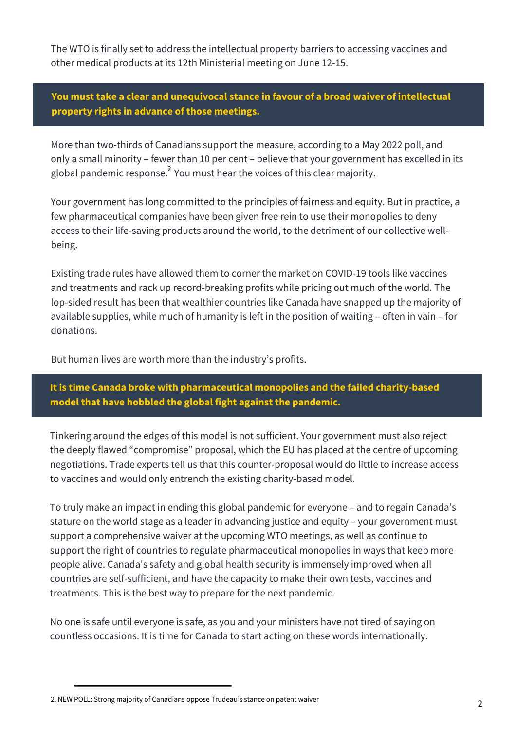The WTO is finally set to address the intellectual property barriers to accessing vaccines and other medical products at its 12th Ministerial meeting on June 12-15.

**You must take a clear and unequivocal stance in favour of a broad waiver of intellectual property rights in advance of those meetings.**

More than two-thirds of Canadians support the measure, according to a May 2022 poll, and only a small minority – fewer than 10 per cent – believe that your government has excelled in its global pandemic response.[2] You must hear the voices of this clear majority.

Your government has long committed to the principles of fairness and equity. But in practice, a few pharmaceutical companies have been given free rein to use their monopolies to deny access to their life-saving products around the world, to the detriment of our collective well-being.

Existing trade rules have allowed them to corner the market on COVID-19 tools like vaccines and treatments and rack up record-breaking profits while pricing out much of the world. The lop-sided result has been that wealthier countries like Canada have snapped up the majority of available supplies, while much of humanity is left in the position of waiting – often in vain – for donations.

But human lives are worth more than the industry's profits.

**It is time Canada broke with pharmaceutical monopolies and the failed charity-based model that have hobbled the global fight against the pandemic.**

Tinkering around the edges of this model is not sufficient. Your government must also reject the deeply flawed "compromise" proposal, which the EU has placed at the centre of upcoming negotiations. Trade experts tell us that this counter-proposal would do little to increase access to vaccines and would only entrench the existing charity-based model.

To truly make an impact in ending this global pandemic for everyone – and to regain Canada's stature on the world stage as a leader in advancing justice and equity – your government must support a comprehensive waiver at the upcoming WTO meetings, as well as continue to support the right of countries to regulate pharmaceutical monopolies in ways that keep more people alive. Canada's safety and global health security is immensely improved when all countries are self-sufficient, and have the capacity to make their own tests, vaccines and treatments. This is the best way to prepare for the next pandemic.

No one is safe until everyone is safe, as you and your ministers have not tired of saying on countless occasions. It is time for Canada to start acting on these words internationally.

---

2. NEW POLL: Strong majority of Canadians oppose Trudeau's stance on patent waiver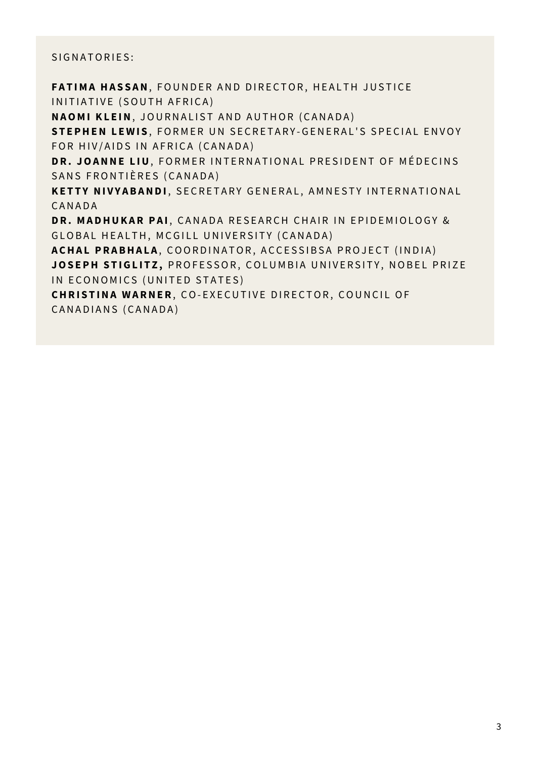SIGNATORIES:

**FATIMA HASSAN**, FOUNDER AND DIRECTOR, HEALTH JUSTICE INITIATIVE (SOUTH AFRICA)
**NAOMI KLEIN**, JOURNALIST AND AUTHOR (CANADA)
**STEPHEN LEWIS**, FORMER UN SECRETARY-GENERAL'S SPECIAL ENVOY FOR HIV/AIDS IN AFRICA (CANADA)
**DR. JOANNE LIU**, FORMER INTERNATIONAL PRESIDENT OF MÉDECINS SANS FRONTIÈRES (CANADA)
**KETTY NIVYABANDI**, SECRETARY GENERAL, AMNESTY INTERNATIONAL CANADA
**DR. MADHUKAR PAI**, CANADA RESEARCH CHAIR IN EPIDEMIOLOGY & GLOBAL HEALTH, MCGILL UNIVERSITY (CANADA)
**ACHAL PRABHALA**, COORDINATOR, ACCESSIBSA PROJECT (INDIA)
**JOSEPH STIGLITZ,** PROFESSOR, COLUMBIA UNIVERSITY, NOBEL PRIZE IN ECONOMICS (UNITED STATES)
**CHRISTINA WARNER**, CO-EXECUTIVE DIRECTOR, COUNCIL OF CANADIANS (CANADA)